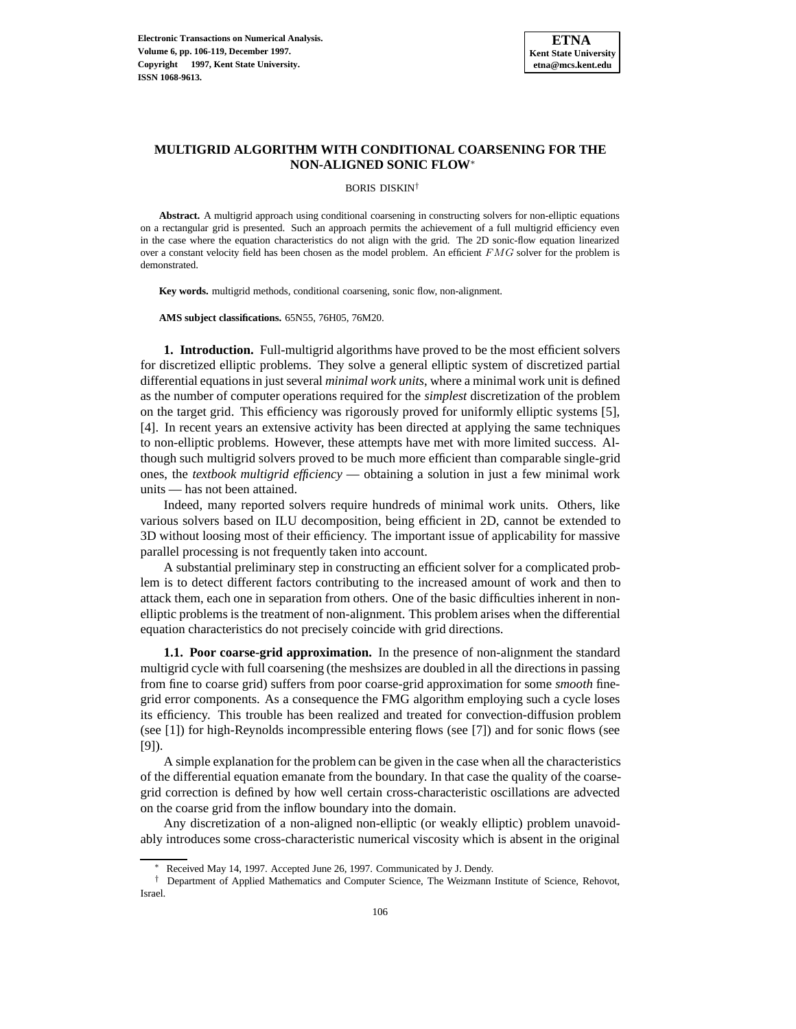# MULTIGRID ALGORITHM WITH CONDITIONAL COARSENING FOR THE NON-ALIGNED SONIC FLOW*

BORIS DISKIN†

**Abstract.** A multigrid approach using conditional coarsening in constructing solvers for non-elliptic equations on a rectangular grid is presented. Such an approach permits the achievement of a full multigrid efficiency even in the case where the equation characteristics do not align with the grid. The 2D sonic-flow equation linearized over a constant velocity field has been chosen as the model problem. An efficient $FMG$ solver for the problem is demonstrated.

**Key words.** multigrid methods, conditional coarsening, sonic flow, non-alignment.

**AMS subject classifications.** 65N55, 76H05, 76M20.

**1. Introduction.** Full-multigrid algorithms have proved to be the most efficient solvers for discretized elliptic problems. They solve a general elliptic system of discretized partial differential equations in just several *minimal work units*, where a minimal work unit is defined as the number of computer operations required for the *simplest* discretization of the problem on the target grid. This efficiency was rigorously proved for uniformly elliptic systems [5], [4]. In recent years an extensive activity has been directed at applying the same techniques to non-elliptic problems. However, these attempts have met with more limited success. Although such multigrid solvers proved to be much more efficient than comparable single-grid ones, the *textbook multigrid efficiency* — obtaining a solution in just a few minimal work units — has not been attained.

Indeed, many reported solvers require hundreds of minimal work units. Others, like various solvers based on ILU decomposition, being efficient in 2D, cannot be extended to 3D without loosing most of their efficiency. The important issue of applicability for massive parallel processing is not frequently taken into account.

A substantial preliminary step in constructing an efficient solver for a complicated problem is to detect different factors contributing to the increased amount of work and then to attack them, each one in separation from others. One of the basic difficulties inherent in non-elliptic problems is the treatment of non-alignment. This problem arises when the differential equation characteristics do not precisely coincide with grid directions.

**1.1. Poor coarse-grid approximation.** In the presence of non-alignment the standard multigrid cycle with full coarsening (the meshsizes are doubled in all the directions in passing from fine to coarse grid) suffers from poor coarse-grid approximation for some *smooth* fine-grid error components. As a consequence the FMG algorithm employing such a cycle loses its efficiency. This trouble has been realized and treated for convection-diffusion problem (see [1]) for high-Reynolds incompressible entering flows (see [7]) and for sonic flows (see [9]).

A simple explanation for the problem can be given in the case when all the characteristics of the differential equation emanate from the boundary. In that case the quality of the coarse-grid correction is defined by how well certain cross-characteristic oscillations are advected on the coarse grid from the inflow boundary into the domain.

Any discretization of a non-aligned non-elliptic (or weakly elliptic) problem unavoidably introduces some cross-characteristic numerical viscosity which is absent in the original

* Received May 14, 1997. Accepted June 26, 1997. Communicated by J. Dendy.

† Department of Applied Mathematics and Computer Science, The Weizmann Institute of Science, Rehovot, Israel.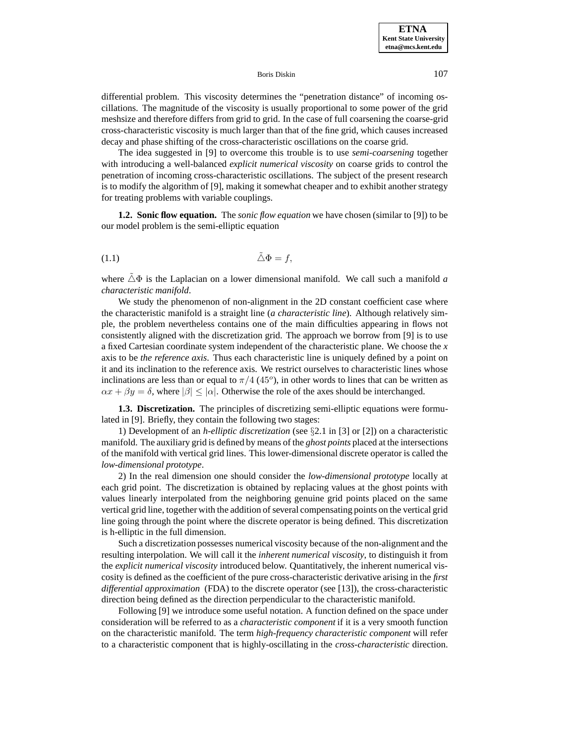differential problem. This viscosity determines the "penetration distance" of incoming oscillations. The magnitude of the viscosity is usually proportional to some power of the grid meshsize and therefore differs from grid to grid. In the case of full coarsening the coarse-grid cross-characteristic viscosity is much larger than that of the fine grid, which causes increased decay and phase shifting of the cross-characteristic oscillations on the coarse grid.

The idea suggested in [9] to overcome this trouble is to use *semi-coarsening* together with introducing a well-balanced *explicit numerical viscosity* on coarse grids to control the penetration of incoming cross-characteristic oscillations. The subject of the present research is to modify the algorithm of [9], making it somewhat cheaper and to exhibit another strategy for treating problems with variable couplings.

**1.2. Sonic flow equation.** The *sonic flow equation* we have chosen (similar to [9]) to be our model problem is the semi-elliptic equation

$$\tilde{\triangle}\Phi = f, \tag{1.1}$$

where $\tilde{\triangle}\Phi$ is the Laplacian on a lower dimensional manifold. We call such a manifold *a characteristic manifold*.

We study the phenomenon of non-alignment in the 2D constant coefficient case where the characteristic manifold is a straight line (*a characteristic line*). Although relatively simple, the problem nevertheless contains one of the main difficulties appearing in flows not consistently aligned with the discretization grid. The approach we borrow from [9] is to use a fixed Cartesian coordinate system independent of the characteristic plane. We choose the *x* axis to be *the reference axis*. Thus each characteristic line is uniquely defined by a point on it and its inclination to the reference axis. We restrict ourselves to characteristic lines whose inclinations are less than or equal to $\pi/4$ ($45^o$), in other words to lines that can be written as $\alpha x + \beta y = \delta$, where $|\beta| \leq |\alpha|$. Otherwise the role of the axes should be interchanged.

**1.3. Discretization.** The principles of discretizing semi-elliptic equations were formulated in [9]. Briefly, they contain the following two stages:

1) Development of an *h-elliptic discretization* (see §2.1 in [3] or [2]) on a characteristic manifold. The auxiliary grid is defined by means of the *ghost points* placed at the intersections of the manifold with vertical grid lines. This lower-dimensional discrete operator is called the *low-dimensional prototype*.

2) In the real dimension one should consider the *low-dimensional prototype* locally at each grid point. The discretization is obtained by replacing values at the ghost points with values linearly interpolated from the neighboring genuine grid points placed on the same vertical grid line, together with the addition of several compensating points on the vertical grid line going through the point where the discrete operator is being defined. This discretization is h-elliptic in the full dimension.

Such a discretization possesses numerical viscosity because of the non-alignment and the resulting interpolation. We will call it the *inherent numerical viscosity*, to distinguish it from the *explicit numerical viscosity* introduced below. Quantitatively, the inherent numerical viscosity is defined as the coefficient of the pure cross-characteristic derivative arising in the *first differential approximation* (FDA) to the discrete operator (see [13]), the cross-characteristic direction being defined as the direction perpendicular to the characteristic manifold.

Following [9] we introduce some useful notation. A function defined on the space under consideration will be referred to as a *characteristic component* if it is a very smooth function on the characteristic manifold. The term *high-frequency characteristic component* will refer to a characteristic component that is highly-oscillating in the *cross-characteristic* direction.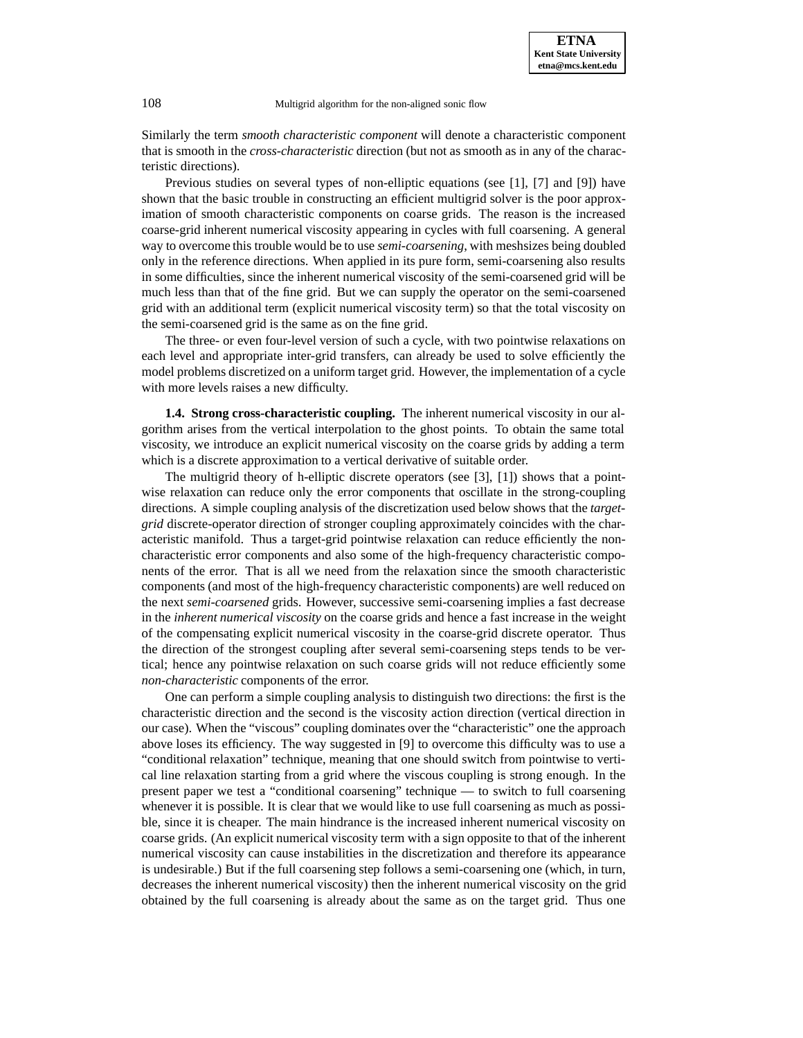Similarly the term *smooth characteristic component* will denote a characteristic component that is smooth in the *cross-characteristic* direction (but not as smooth as in any of the characteristic directions).

Previous studies on several types of non-elliptic equations (see [1], [7] and [9]) have shown that the basic trouble in constructing an efficient multigrid solver is the poor approximation of smooth characteristic components on coarse grids. The reason is the increased coarse-grid inherent numerical viscosity appearing in cycles with full coarsening. A general way to overcome this trouble would be to use *semi-coarsening*, with meshsizes being doubled only in the reference directions. When applied in its pure form, semi-coarsening also results in some difficulties, since the inherent numerical viscosity of the semi-coarsened grid will be much less than that of the fine grid. But we can supply the operator on the semi-coarsened grid with an additional term (explicit numerical viscosity term) so that the total viscosity on the semi-coarsened grid is the same as on the fine grid.

The three- or even four-level version of such a cycle, with two pointwise relaxations on each level and appropriate inter-grid transfers, can already be used to solve efficiently the model problems discretized on a uniform target grid. However, the implementation of a cycle with more levels raises a new difficulty.

**1.4. Strong cross-characteristic coupling.** The inherent numerical viscosity in our algorithm arises from the vertical interpolation to the ghost points. To obtain the same total viscosity, we introduce an explicit numerical viscosity on the coarse grids by adding a term which is a discrete approximation to a vertical derivative of suitable order.

The multigrid theory of h-elliptic discrete operators (see [3], [1]) shows that a pointwise relaxation can reduce only the error components that oscillate in the strong-coupling directions. A simple coupling analysis of the discretization used below shows that the *target-grid* discrete-operator direction of stronger coupling approximately coincides with the characteristic manifold. Thus a target-grid pointwise relaxation can reduce efficiently the non-characteristic error components and also some of the high-frequency characteristic components of the error. That is all we need from the relaxation since the smooth characteristic components (and most of the high-frequency characteristic components) are well reduced on the next *semi-coarsened* grids. However, successive semi-coarsening implies a fast decrease in the *inherent numerical viscosity* on the coarse grids and hence a fast increase in the weight of the compensating explicit numerical viscosity in the coarse-grid discrete operator. Thus the direction of the strongest coupling after several semi-coarsening steps tends to be vertical; hence any pointwise relaxation on such coarse grids will not reduce efficiently some *non-characteristic* components of the error.

One can perform a simple coupling analysis to distinguish two directions: the first is the characteristic direction and the second is the viscosity action direction (vertical direction in our case). When the "viscous" coupling dominates over the "characteristic" one the approach above loses its efficiency. The way suggested in [9] to overcome this difficulty was to use a "conditional relaxation" technique, meaning that one should switch from pointwise to vertical line relaxation starting from a grid where the viscous coupling is strong enough. In the present paper we test a "conditional coarsening" technique — to switch to full coarsening whenever it is possible. It is clear that we would like to use full coarsening as much as possible, since it is cheaper. The main hindrance is the increased inherent numerical viscosity on coarse grids. (An explicit numerical viscosity term with a sign opposite to that of the inherent numerical viscosity can cause instabilities in the discretization and therefore its appearance is undesirable.) But if the full coarsening step follows a semi-coarsening one (which, in turn, decreases the inherent numerical viscosity) then the inherent numerical viscosity on the grid obtained by the full coarsening is already about the same as on the target grid. Thus one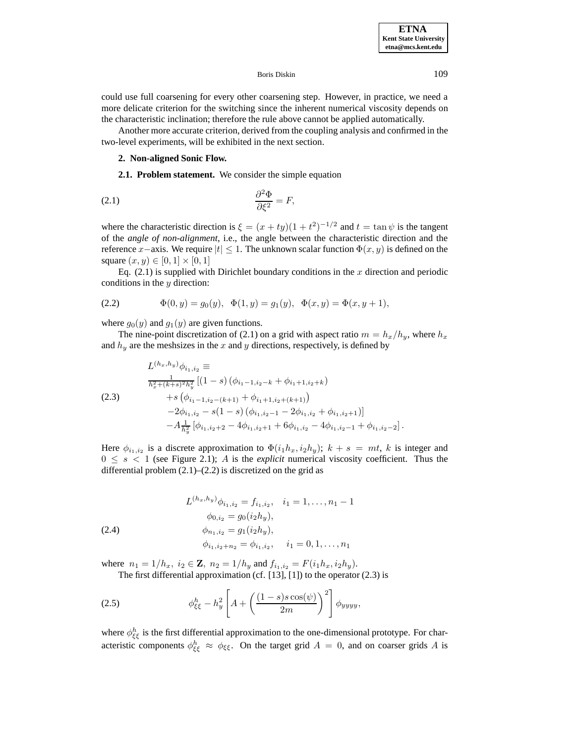could use full coarsening for every other coarsening step. However, in practice, we need a more delicate criterion for the switching since the inherent numerical viscosity depends on the characteristic inclination; therefore the rule above cannot be applied automatically.

Another more accurate criterion, derived from the coupling analysis and confirmed in the two-level experiments, will be exhibited in the next section.

## 2. Non-aligned Sonic Flow.

**2.1. Problem statement.** We consider the simple equation

$$\frac{\partial^2 \Phi}{\partial \xi^2} = F, \tag{2.1}$$

where the characteristic direction is $\xi = (x + ty)(1 + t^2)^{-1/2}$ and $t = \tan\psi$ is the tangent of the *angle of non-alignment*, i.e., the angle between the characteristic direction and the reference $x-$axis. We require $|t| \leq 1$. The unknown scalar function $\Phi(x, y)$ is defined on the square $(x, y) \in [0, 1] \times [0, 1]$

Eq. (2.1) is supplied with Dirichlet boundary conditions in the $x$ direction and periodic conditions in the $y$ direction:

$$\Phi(0, y) = g_0(y), \quad \Phi(1, y) = g_1(y), \quad \Phi(x, y) = \Phi(x, y + 1), \tag{2.2}$$

where $g_0(y)$ and $g_1(y)$ are given functions.

The nine-point discretization of (2.1) on a grid with aspect ratio $m = h_x/h_y$, where $h_x$ and $h_y$ are the meshsizes in the $x$ and $y$ directions, respectively, is defined by

$$\begin{aligned}
&L^{(h_x,h_y)}\phi_{i_1,i_2} \equiv \\
&\tfrac{1}{h_x^2+(k+s)^2h_y^2}\left[(1-s)\left(\phi_{i_1-1,i_2-k} + \phi_{i_1+1,i_2+k}\right)\right.\\
&\quad + s\left(\phi_{i_1-1,i_2-(k+1)} + \phi_{i_1+1,i_2+(k+1)}\right)\\
&\quad \left. -2\phi_{i_1,i_2} - s(1-s)\left(\phi_{i_1,i_2-1} - 2\phi_{i_1,i_2} + \phi_{i_1,i_2+1}\right)\right]\\
&\quad -A\tfrac{1}{h_y^2}\left[\phi_{i_1,i_2+2} - 4\phi_{i_1,i_2+1} + 6\phi_{i_1,i_2} - 4\phi_{i_1,i_2-1} + \phi_{i_1,i_2-2}\right].
\end{aligned} \tag{2.3}$$

Here $\phi_{i_1,i_2}$ is a discrete approximation to $\Phi(i_1h_x, i_2h_y)$; $k + s = mt$, $k$ is integer and $0 \leq s < 1$ (see Figure 2.1); $A$ is the *explicit* numerical viscosity coefficient. Thus the differential problem (2.1)–(2.2) is discretized on the grid as

$$\begin{aligned}
L^{(h_x,h_y)}\phi_{i_1,i_2} &= f_{i_1,i_2}, \quad i_1 = 1, \ldots, n_1 - 1\\
\phi_{0,i_2} &= g_0(i_2h_y),\\
\phi_{n_1,i_2} &= g_1(i_2h_y),\\
\phi_{i_1,i_2+n_2} &= \phi_{i_1,i_2}, \quad i_1 = 0, 1, \ldots, n_1
\end{aligned} \tag{2.4}$$

where $n_1 = 1/h_x,\ i_2 \in \mathbf{Z},\ n_2 = 1/h_y$ and $f_{i_1,i_2} = F(i_1h_x, i_2h_y)$.

The first differential approximation (cf. [13], [1]) to the operator (2.3) is

$$\phi^h_{\xi\xi} - h_y^2\left[A + \left(\frac{(1-s)s\cos(\psi)}{2m}\right)^2\right]\phi_{yyyy}, \tag{2.5}$$

where $\phi^h_{\xi\xi}$ is the first differential approximation to the one-dimensional prototype. For characteristic components $\phi^h_{\xi\xi} \approx \phi_{\xi\xi}$. On the target grid $A = 0$, and on coarser grids $A$ is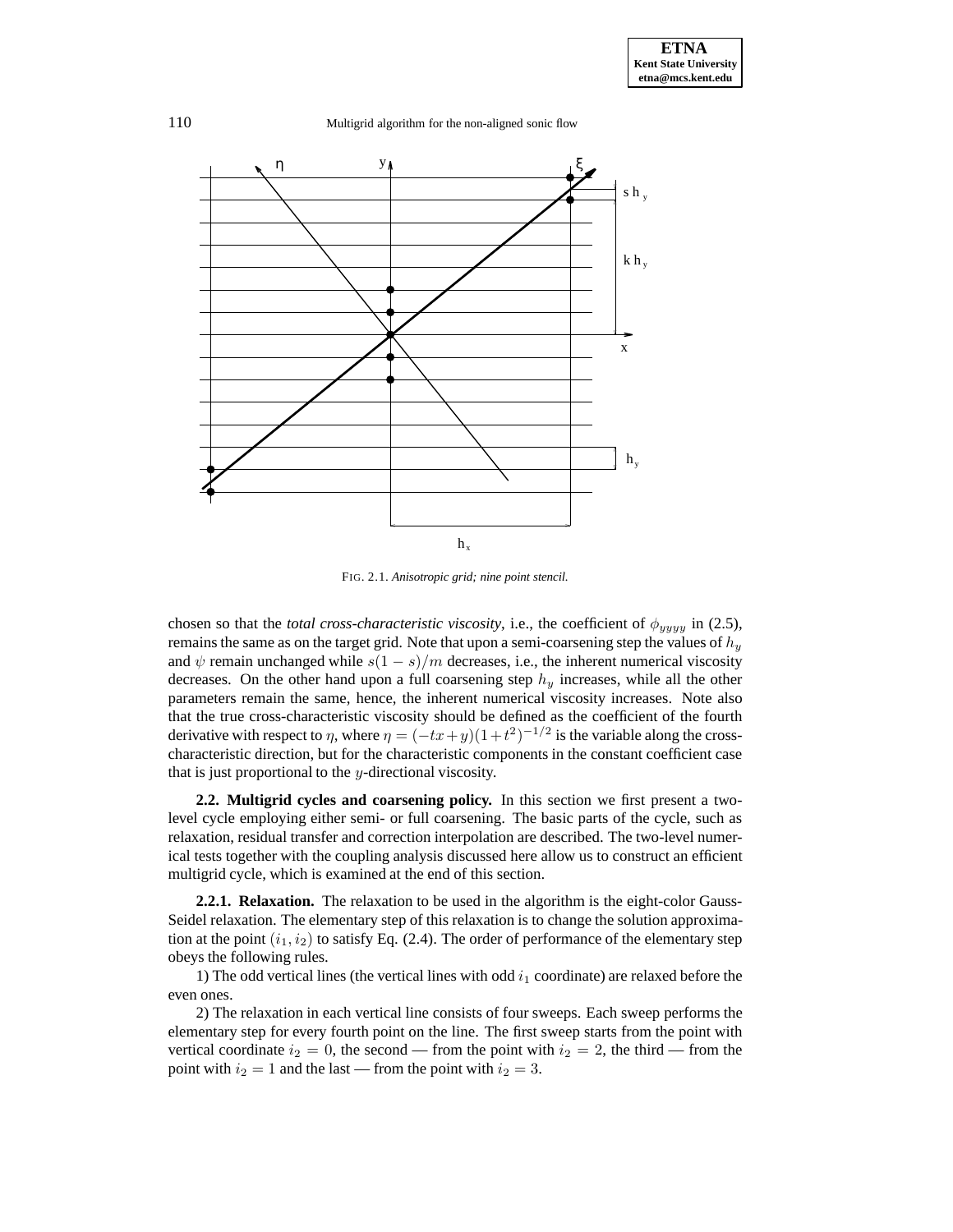FIG. 2.1. *Anisotropic grid; nine point stencil.*

chosen so that the *total cross-characteristic viscosity*, i.e., the coefficient of $\phi_{yyyy}$ in (2.5), remains the same as on the target grid. Note that upon a semi-coarsening step the values of $h_y$ and $\psi$ remain unchanged while $s(1-s)/m$ decreases, i.e., the inherent numerical viscosity decreases. On the other hand upon a full coarsening step $h_y$ increases, while all the other parameters remain the same, hence, the inherent numerical viscosity increases. Note also that the true cross-characteristic viscosity should be defined as the coefficient of the fourth derivative with respect to $\eta$, where $\eta = (-tx+y)(1+t^2)^{-1/2}$ is the variable along the cross-characteristic direction, but for the characteristic components in the constant coefficient case that is just proportional to the $y$-directional viscosity.

**2.2. Multigrid cycles and coarsening policy.** In this section we first present a two-level cycle employing either semi- or full coarsening. The basic parts of the cycle, such as relaxation, residual transfer and correction interpolation are described. The two-level numerical tests together with the coupling analysis discussed here allow us to construct an efficient multigrid cycle, which is examined at the end of this section.

**2.2.1. Relaxation.** The relaxation to be used in the algorithm is the eight-color Gauss-Seidel relaxation. The elementary step of this relaxation is to change the solution approximation at the point $(i_1, i_2)$ to satisfy Eq. (2.4). The order of performance of the elementary step obeys the following rules.

1) The odd vertical lines (the vertical lines with odd $i_1$ coordinate) are relaxed before the even ones.

2) The relaxation in each vertical line consists of four sweeps. Each sweep performs the elementary step for every fourth point on the line. The first sweep starts from the point with vertical coordinate $i_2 = 0$, the second — from the point with $i_2 = 2$, the third — from the point with $i_2 = 1$ and the last — from the point with $i_2 = 3$.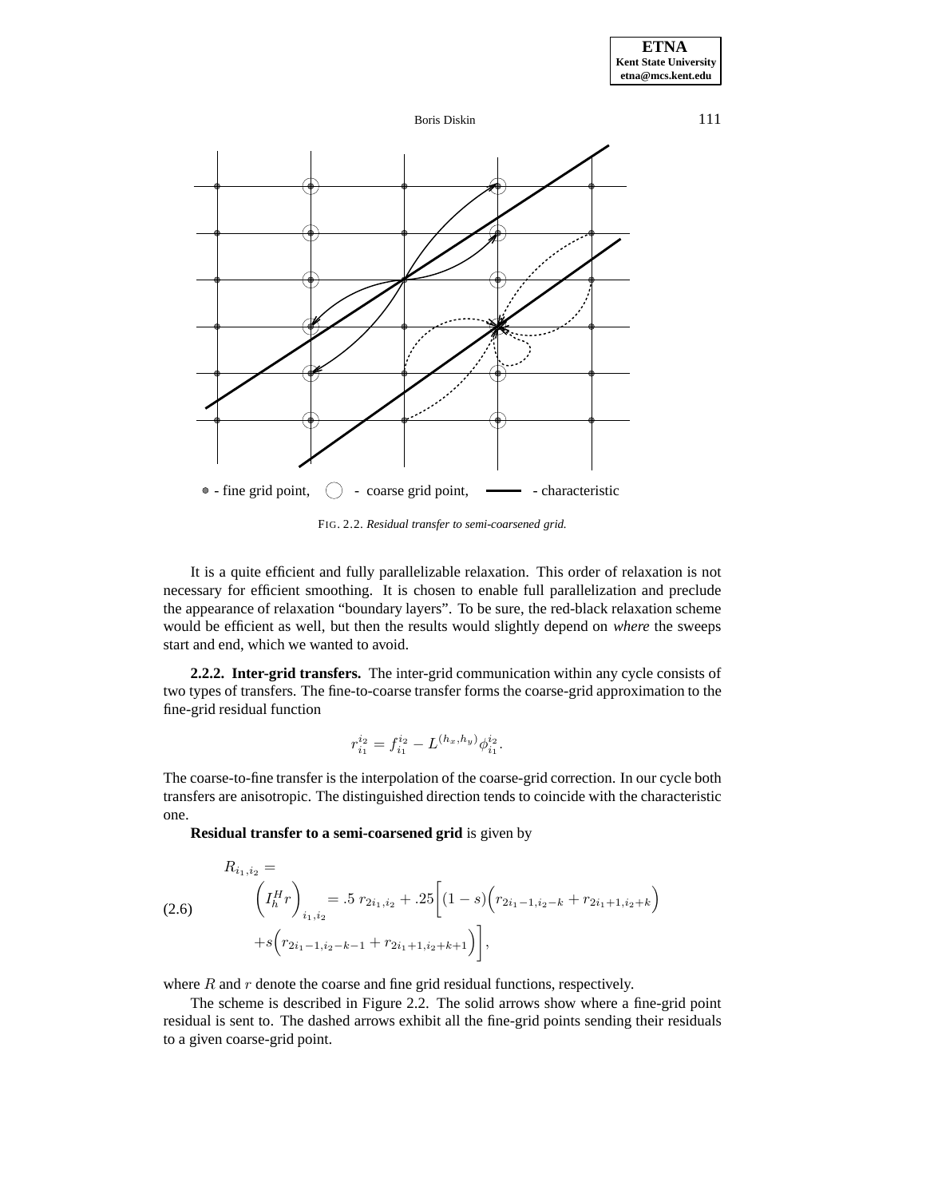• - fine grid point, ◯ - coarse grid point, ▬▬ - characteristic

FIG. 2.2. *Residual transfer to semi-coarsened grid.*

It is a quite efficient and fully parallelizable relaxation. This order of relaxation is not necessary for efficient smoothing. It is chosen to enable full parallelization and preclude the appearance of relaxation "boundary layers". To be sure, the red-black relaxation scheme would be efficient as well, but then the results would slightly depend on *where* the sweeps start and end, which we wanted to avoid.

**2.2.2. Inter-grid transfers.** The inter-grid communication within any cycle consists of two types of transfers. The fine-to-coarse transfer forms the coarse-grid approximation to the fine-grid residual function

$$r_{i_1}^{i_2} = f_{i_1}^{i_2} - L^{(h_x,h_y)}\phi_{i_1}^{i_2}.$$

The coarse-to-fine transfer is the interpolation of the coarse-grid correction. In our cycle both transfers are anisotropic. The distinguished direction tends to coincide with the characteristic one.

**Residual transfer to a semi-coarsened grid** is given by

$$\begin{aligned} &R_{i_1,i_2} = \\ &\quad \left(I_h^H r\right)_{i_1,i_2} = .5\; r_{2i_1,i_2} + .25\Big[(1-s)\Big(r_{2i_1-1,i_2-k} + r_{2i_1+1,i_2+k}\Big) \\ &\quad + s\Big(r_{2i_1-1,i_2-k-1} + r_{2i_1+1,i_2+k+1}\Big)\Big], \end{aligned} \tag{2.6}$$

where $R$ and $r$ denote the coarse and fine grid residual functions, respectively.

The scheme is described in Figure 2.2. The solid arrows show where a fine-grid point residual is sent to. The dashed arrows exhibit all the fine-grid points sending their residuals to a given coarse-grid point.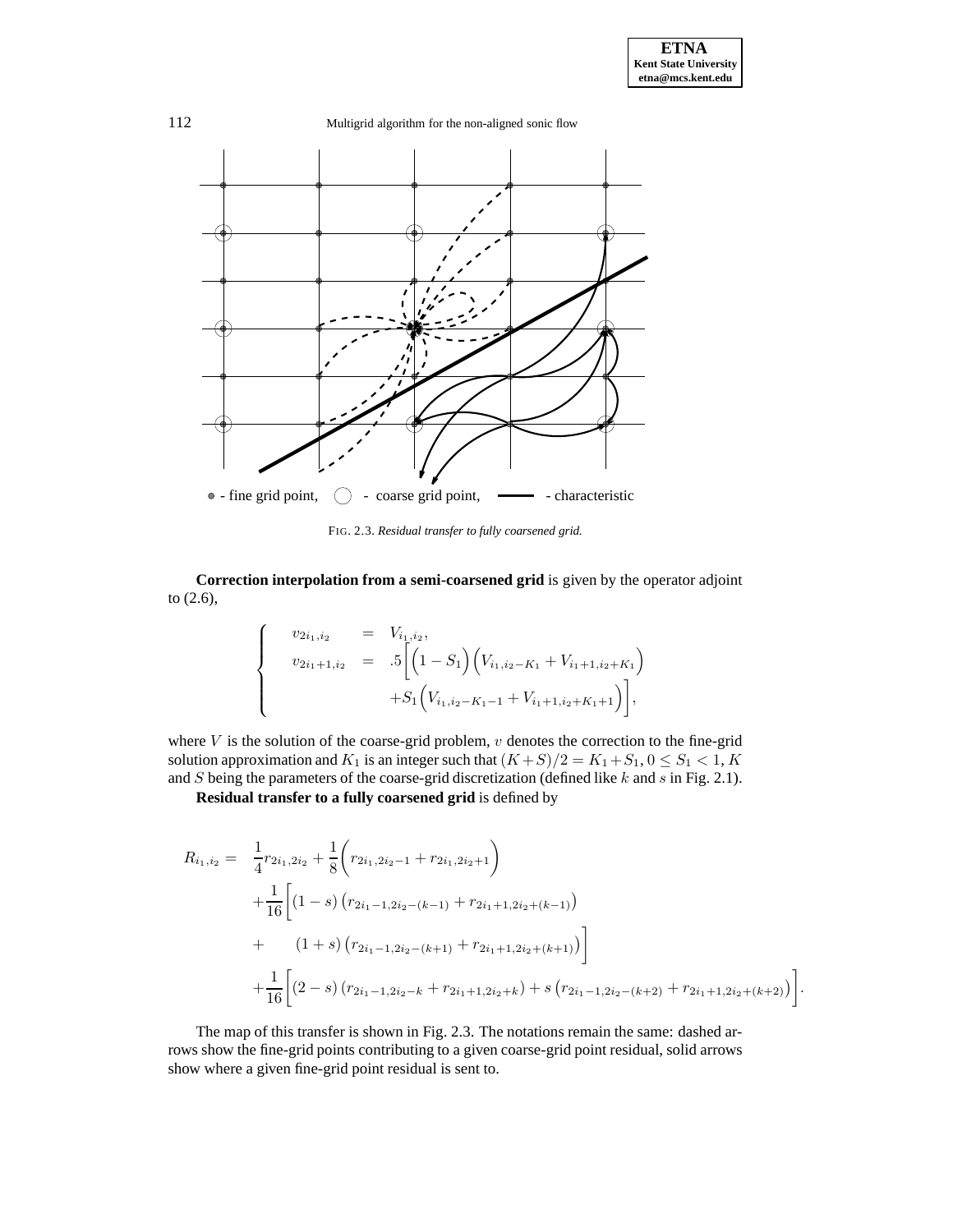• - fine grid point, ◯ - coarse grid point, ▬ - characteristic

FIG. 2.3. *Residual transfer to fully coarsened grid.*

**Correction interpolation from a semi-coarsened grid** is given by the operator adjoint to (2.6),

$$
\left\{
\begin{array}{rcl}
v_{2i_1,i_2} & = & V_{i_1,i_2}, \\
v_{2i_1+1,i_2} & = & .5\Big[\Big(1-S_1\Big)\Big(V_{i_1,i_2-K_1}+V_{i_1+1,i_2+K_1}\Big) \\
 & & +S_1\Big(V_{i_1,i_2-K_1-1}+V_{i_1+1,i_2+K_1+1}\Big)\Big],
\end{array}
\right.
$$

where $V$ is the solution of the coarse-grid problem, $v$ denotes the correction to the fine-grid solution approximation and $K_1$ is an integer such that $(K+S)/2 = K_1+S_1$, $0 \le S_1 < 1$, $K$ and $S$ being the parameters of the coarse-grid discretization (defined like $k$ and $s$ in Fig. 2.1).

**Residual transfer to a fully coarsened grid** is defined by

$$
\begin{aligned}
R_{i_1,i_2} = \;& \frac{1}{4}r_{2i_1,2i_2} + \frac{1}{8}\Big(r_{2i_1,2i_2-1}+r_{2i_1,2i_2+1}\Big) \\
& +\frac{1}{16}\Big[(1-s)\left(r_{2i_1-1,2i_2-(k-1)}+r_{2i_1+1,2i_2+(k-1)}\right) \\
+ \quad & (1+s)\left(r_{2i_1-1,2i_2-(k+1)}+r_{2i_1+1,2i_2+(k+1)}\right)\Big] \\
& +\frac{1}{16}\Big[(2-s)\left(r_{2i_1-1,2i_2-k}+r_{2i_1+1,2i_2+k}\right)+s\left(r_{2i_1-1,2i_2-(k+2)}+r_{2i_1+1,2i_2+(k+2)}\right)\Big].
\end{aligned}
$$

The map of this transfer is shown in Fig. 2.3. The notations remain the same: dashed arrows show the fine-grid points contributing to a given coarse-grid point residual, solid arrows show where a given fine-grid point residual is sent to.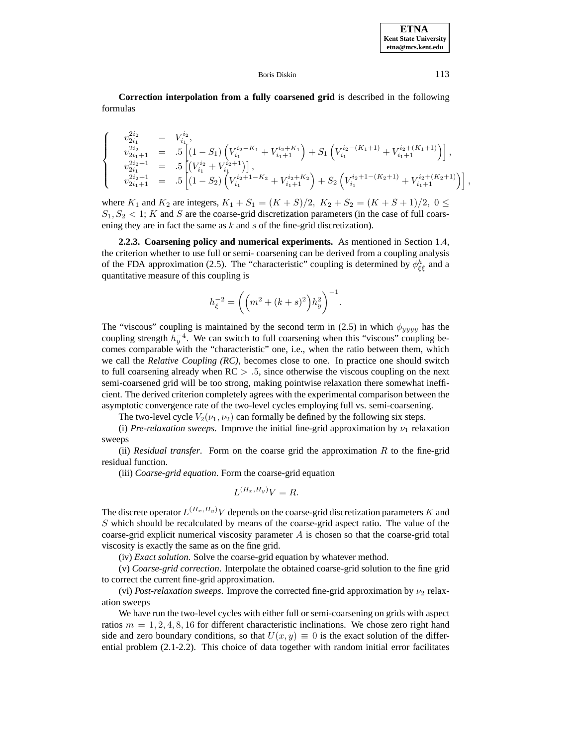**Correction interpolation from a fully coarsened grid** is described in the following formulas

$$
\left\{
\begin{array}{lcl}
v_{2i_1}^{2i_2} & = & V_{i_1}^{i_2}, \\
v_{2i_1+1}^{2i_2} & = & .5\left[(1-S_1)\left(V_{i_1}^{i_2-K_1}+V_{i_1+1}^{i_2+K_1}\right)+S_1\left(V_{i_1}^{i_2-(K_1+1)}+V_{i_1+1}^{i_2+(K_1+1)}\right)\right], \\
v_{2i_1}^{2i_2+1} & = & .5\left[\left(V_{i_1}^{i_2}+V_{i_1}^{i_2+1}\right)\right], \\
v_{2i_1+1}^{2i_2+1} & = & .5\left[(1-S_2)\left(V_{i_1}^{i_2+1-K_2}+V_{i_1+1}^{i_2+K_2}\right)+S_2\left(V_{i_1}^{i_2+1-(K_2+1)}+V_{i_1+1}^{i_2+(K_2+1)}\right)\right],
\end{array}
\right.
$$

where $K_1$ and $K_2$ are integers, $K_1 + S_1 = (K + S)/2,\ K_2 + S_2 = (K + S + 1)/2,\ 0 \leq S_1, S_2 < 1$; $K$ and $S$ are the coarse-grid discretization parameters (in the case of full coarsening they are in fact the same as $k$ and $s$ of the fine-grid discretization).

**2.2.3. Coarsening policy and numerical experiments.** As mentioned in Section 1.4, the criterion whether to use full or semi- coarsening can be derived from a coupling analysis of the FDA approximation (2.5). The "characteristic" coupling is determined by $\phi^h_{\xi\xi}$ and a quantitative measure of this coupling is

$$
h_\xi^{-2} = \left(\left(m^2 + (k+s)^2\right)h_y^2\right)^{-1}.
$$

The "viscous" coupling is maintained by the second term in (2.5) in which $\phi_{yyyy}$ has the coupling strength $h_y^{-4}$. We can switch to full coarsening when this "viscous" coupling becomes comparable with the "characteristic" one, i.e., when the ratio between them, which we call the *Relative Coupling (RC)*, becomes close to one. In practice one should switch to full coarsening already when RC $> .5$, since otherwise the viscous coupling on the next semi-coarsened grid will be too strong, making pointwise relaxation there somewhat inefficient. The derived criterion completely agrees with the experimental comparison between the asymptotic convergence rate of the two-level cycles employing full vs. semi-coarsening.

The two-level cycle $V_2(\nu_1, \nu_2)$ can formally be defined by the following six steps.

(i) *Pre-relaxation sweeps*. Improve the initial fine-grid approximation by $\nu_1$ relaxation sweeps

(ii) *Residual transfer*. Form on the coarse grid the approximation $R$ to the fine-grid residual function.

(iii) *Coarse-grid equation*. Form the coarse-grid equation

$$
L^{(H_x,H_y)}V = R.
$$

The discrete operator $L^{(H_x,H_y)}V$ depends on the coarse-grid discretization parameters $K$ and $S$ which should be recalculated by means of the coarse-grid aspect ratio. The value of the coarse-grid explicit numerical viscosity parameter $A$ is chosen so that the coarse-grid total viscosity is exactly the same as on the fine grid.

(iv) *Exact solution*. Solve the coarse-grid equation by whatever method.

(v) *Coarse-grid correction*. Interpolate the obtained coarse-grid solution to the fine grid to correct the current fine-grid approximation.

(vi) *Post-relaxation sweeps*. Improve the corrected fine-grid approximation by $\nu_2$ relaxation sweeps

We have run the two-level cycles with either full or semi-coarsening on grids with aspect ratios $m = 1, 2, 4, 8, 16$ for different characteristic inclinations. We chose zero right hand side and zero boundary conditions, so that $U(x, y) \equiv 0$ is the exact solution of the differential problem (2.1-2.2). This choice of data together with random initial error facilitates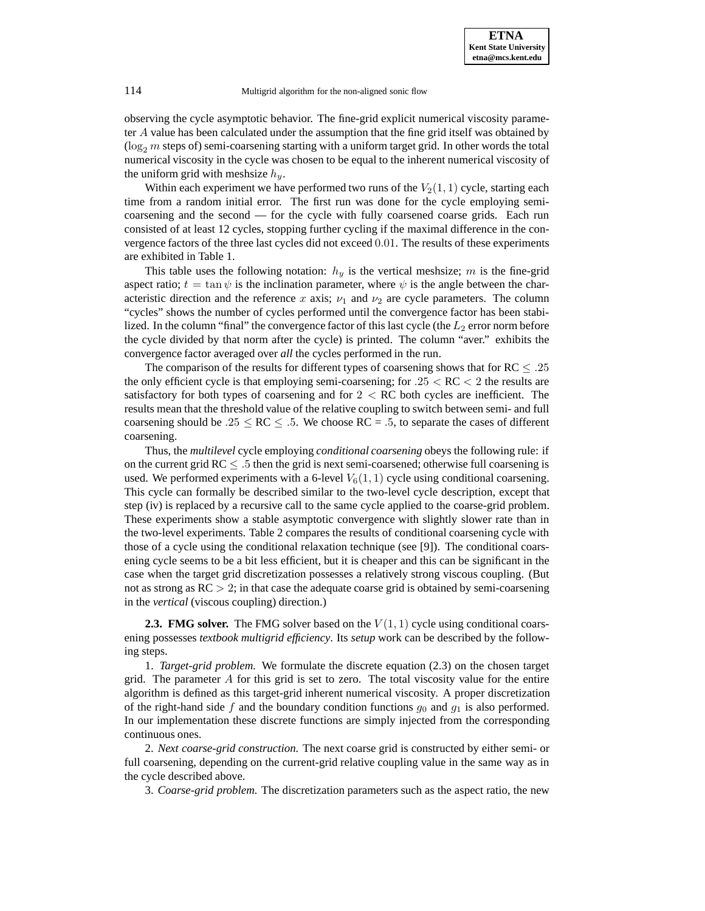observing the cycle asymptotic behavior. The fine-grid explicit numerical viscosity parameter $A$ value has been calculated under the assumption that the fine grid itself was obtained by ($\log_2 m$ steps of) semi-coarsening starting with a uniform target grid. In other words the total numerical viscosity in the cycle was chosen to be equal to the inherent numerical viscosity of the uniform grid with meshsize $h_y$.

Within each experiment we have performed two runs of the $V_2(1,1)$ cycle, starting each time from a random initial error. The first run was done for the cycle employing semi-coarsening and the second — for the cycle with fully coarsened coarse grids. Each run consisted of at least 12 cycles, stopping further cycling if the maximal difference in the convergence factors of the three last cycles did not exceed $0.01$. The results of these experiments are exhibited in Table 1.

This table uses the following notation: $h_y$ is the vertical meshsize; $m$ is the fine-grid aspect ratio; $t = \tan\psi$ is the inclination parameter, where $\psi$ is the angle between the characteristic direction and the reference $x$ axis; $\nu_1$ and $\nu_2$ are cycle parameters. The column "cycles" shows the number of cycles performed until the convergence factor has been stabilized. In the column "final" the convergence factor of this last cycle (the $L_2$ error norm before the cycle divided by that norm after the cycle) is printed. The column "aver." exhibits the convergence factor averaged over *all* the cycles performed in the run.

The comparison of the results for different types of coarsening shows that for RC $\leq .25$ the only efficient cycle is that employing semi-coarsening; for $.25 <$ RC $< 2$ the results are satisfactory for both types of coarsening and for $2 <$ RC both cycles are inefficient. The results mean that the threshold value of the relative coupling to switch between semi- and full coarsening should be $.25 \leq$ RC $\leq .5$. We choose RC = $.5$, to separate the cases of different coarsening.

Thus, the *multilevel* cycle employing *conditional coarsening* obeys the following rule: if on the current grid RC $\leq .5$ then the grid is next semi-coarsened; otherwise full coarsening is used. We performed experiments with a 6-level $V_6(1,1)$ cycle using conditional coarsening. This cycle can formally be described similar to the two-level cycle description, except that step (iv) is replaced by a recursive call to the same cycle applied to the coarse-grid problem. These experiments show a stable asymptotic convergence with slightly slower rate than in the two-level experiments. Table 2 compares the results of conditional coarsening cycle with those of a cycle using the conditional relaxation technique (see [9]). The conditional coarsening cycle seems to be a bit less efficient, but it is cheaper and this can be significant in the case when the target grid discretization possesses a relatively strong viscous coupling. (But not as strong as RC $> 2$; in that case the adequate coarse grid is obtained by semi-coarsening in the *vertical* (viscous coupling) direction.)

**2.3. FMG solver.** The FMG solver based on the $V(1,1)$ cycle using conditional coarsening possesses *textbook multigrid efficiency*. Its *setup* work can be described by the following steps.

1. *Target-grid problem.* We formulate the discrete equation (2.3) on the chosen target grid. The parameter $A$ for this grid is set to zero. The total viscosity value for the entire algorithm is defined as this target-grid inherent numerical viscosity. A proper discretization of the right-hand side $f$ and the boundary condition functions $g_0$ and $g_1$ is also performed. In our implementation these discrete functions are simply injected from the corresponding continuous ones.

2. *Next coarse-grid construction.* The next coarse grid is constructed by either semi- or full coarsening, depending on the current-grid relative coupling value in the same way as in the cycle described above.

3. *Coarse-grid problem.* The discretization parameters such as the aspect ratio, the new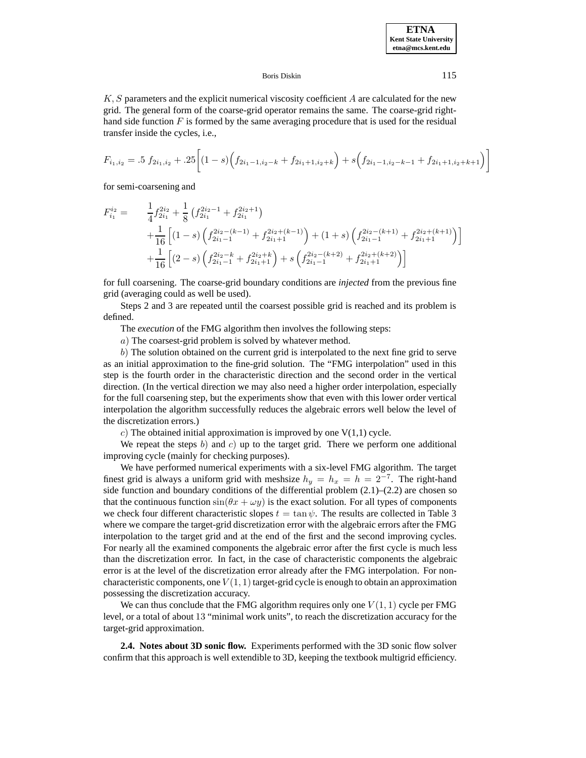$K, S$ parameters and the explicit numerical viscosity coefficient $A$ are calculated for the new grid. The general form of the coarse-grid operator remains the same. The coarse-grid right-hand side function $F$ is formed by the same averaging procedure that is used for the residual transfer inside the cycles, i.e.,

$$F_{i_1,i_2} = .5\ f_{2i_1,i_2} + .25\Big[(1-s)\Big(f_{2i_1-1,i_2-k} + f_{2i_1+1,i_2+k}\Big) + s\Big(f_{2i_1-1,i_2-k-1} + f_{2i_1+1,i_2+k+1}\Big)\Big]$$

for semi-coarsening and

$$\begin{aligned}
F_{i_1}^{i_2} = \quad & \frac{1}{4}f_{2i_1}^{2i_2} + \frac{1}{8}\left(f_{2i_1}^{2i_2-1} + f_{2i_1}^{2i_2+1}\right) \\
& + \frac{1}{16}\left[(1-s)\left(f_{2i_1-1}^{2i_2-(k-1)} + f_{2i_1+1}^{2i_2+(k-1)}\right) + (1+s)\left(f_{2i_1-1}^{2i_2-(k+1)} + f_{2i_1+1}^{2i_2+(k+1)}\right)\right] \\
& + \frac{1}{16}\left[(2-s)\left(f_{2i_1-1}^{2i_2-k} + f_{2i_1+1}^{2i_2+k}\right) + s\left(f_{2i_1-1}^{2i_2-(k+2)} + f_{2i_1+1}^{2i_2+(k+2)}\right)\right]
\end{aligned}$$

for full coarsening. The coarse-grid boundary conditions are *injected* from the previous fine grid (averaging could as well be used).

Steps 2 and 3 are repeated until the coarsest possible grid is reached and its problem is defined.

The *execution* of the FMG algorithm then involves the following steps:

$a)$ The coarsest-grid problem is solved by whatever method.

$b)$ The solution obtained on the current grid is interpolated to the next fine grid to serve as an initial approximation to the fine-grid solution. The "FMG interpolation" used in this step is the fourth order in the characteristic direction and the second order in the vertical direction. (In the vertical direction we may also need a higher order interpolation, especially for the full coarsening step, but the experiments show that even with this lower order vertical interpolation the algorithm successfully reduces the algebraic errors well below the level of the discretization errors.)

$c)$ The obtained initial approximation is improved by one V(1,1) cycle.

We repeat the steps $b)$ and $c)$ up to the target grid. There we perform one additional improving cycle (mainly for checking purposes).

We have performed numerical experiments with a six-level FMG algorithm. The target finest grid is always a uniform grid with meshsize $h_y = h_x = h = 2^{-7}$. The right-hand side function and boundary conditions of the differential problem (2.1)–(2.2) are chosen so that the continuous function $\sin(\theta x + \omega y)$ is the exact solution. For all types of components we check four different characteristic slopes $t = \tan\psi$. The results are collected in Table 3 where we compare the target-grid discretization error with the algebraic errors after the FMG interpolation to the target grid and at the end of the first and the second improving cycles. For nearly all the examined components the algebraic error after the first cycle is much less than the discretization error. In fact, in the case of characteristic components the algebraic error is at the level of the discretization error already after the FMG interpolation. For non-characteristic components, one $V(1,1)$ target-grid cycle is enough to obtain an approximation possessing the discretization accuracy.

We can thus conclude that the FMG algorithm requires only one $V(1,1)$ cycle per FMG level, or a total of about 13 "minimal work units", to reach the discretization accuracy for the target-grid approximation.

**2.4. Notes about 3D sonic flow.** Experiments performed with the 3D sonic flow solver confirm that this approach is well extendible to 3D, keeping the textbook multigrid efficiency.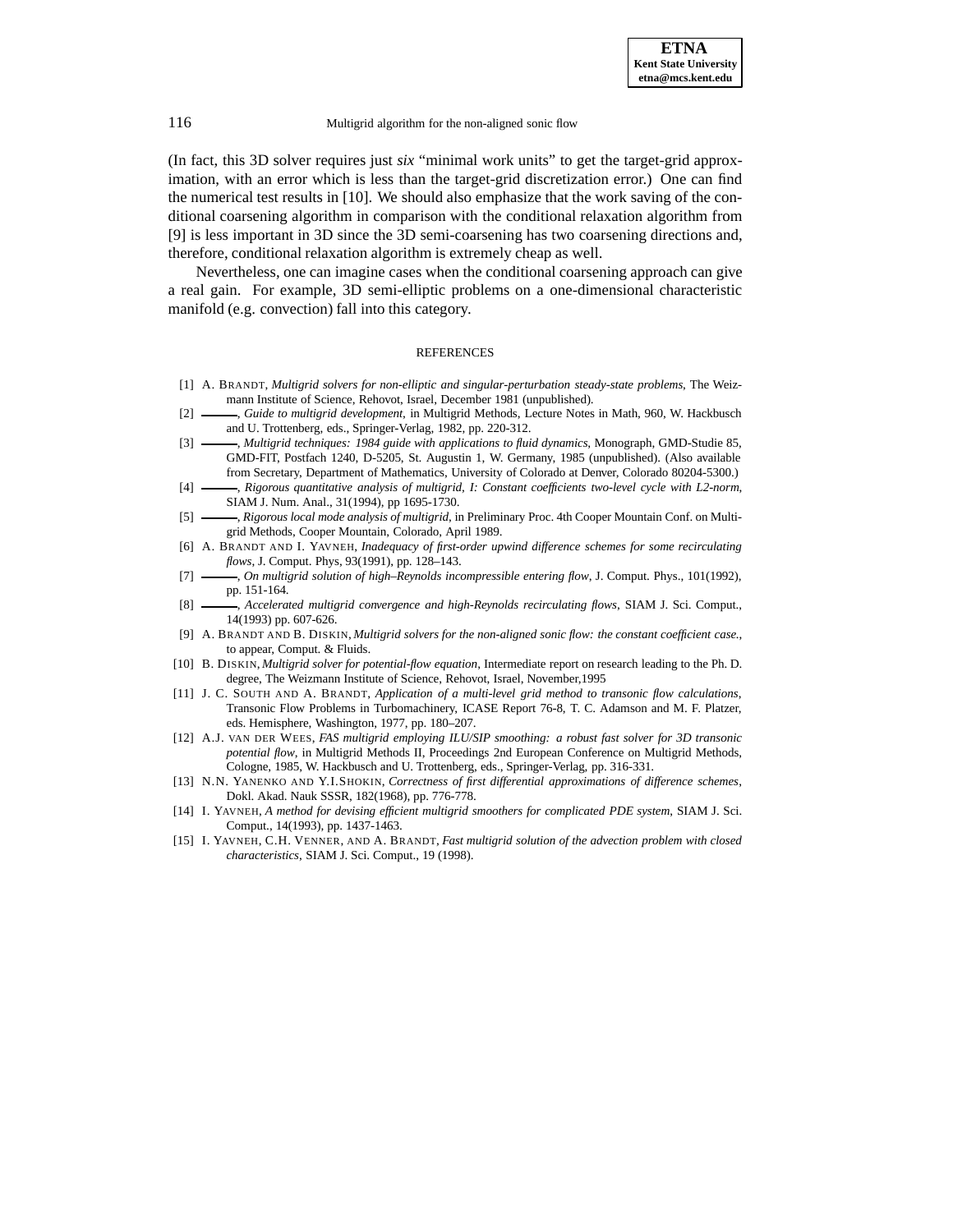(In fact, this 3D solver requires just *six* "minimal work units" to get the target-grid approximation, with an error which is less than the target-grid discretization error.) One can find the numerical test results in [10]. We should also emphasize that the work saving of the conditional coarsening algorithm in comparison with the conditional relaxation algorithm from [9] is less important in 3D since the 3D semi-coarsening has two coarsening directions and, therefore, conditional relaxation algorithm is extremely cheap as well.

Nevertheless, one can imagine cases when the conditional coarsening approach can give a real gain. For example, 3D semi-elliptic problems on a one-dimensional characteristic manifold (e.g. convection) fall into this category.

## REFERENCES

[1] A. Brandt, *Multigrid solvers for non-elliptic and singular-perturbation steady-state problems*, The Weizmann Institute of Science, Rehovot, Israel, December 1981 (unpublished).

[2] ———, *Guide to multigrid development*, in Multigrid Methods, Lecture Notes in Math, 960, W. Hackbusch and U. Trottenberg, eds., Springer-Verlag, 1982, pp. 220-312.

[3] ———, *Multigrid techniques: 1984 guide with applications to fluid dynamics*, Monograph, GMD-Studie 85, GMD-FIT, Postfach 1240, D-5205, St. Augustin 1, W. Germany, 1985 (unpublished). (Also available from Secretary, Department of Mathematics, University of Colorado at Denver, Colorado 80204-5300.)

[4] ———, *Rigorous quantitative analysis of multigrid, I: Constant coefficients two-level cycle with L2-norm*, SIAM J. Num. Anal., 31(1994), pp 1695-1730.

[5] ———, *Rigorous local mode analysis of multigrid*, in Preliminary Proc. 4th Cooper Mountain Conf. on Multigrid Methods, Cooper Mountain, Colorado, April 1989.

[6] A. Brandt and I. Yavneh, *Inadequacy of first-order upwind difference schemes for some recirculating flows*, J. Comput. Phys, 93(1991), pp. 128–143.

[7] ———, *On multigrid solution of high–Reynolds incompressible entering flow*, J. Comput. Phys., 101(1992), pp. 151-164.

[8] ———, *Accelerated multigrid convergence and high-Reynolds recirculating flows*, SIAM J. Sci. Comput., 14(1993) pp. 607-626.

[9] A. Brandt and B. Diskin, *Multigrid solvers for the non-aligned sonic flow: the constant coefficient case.*, to appear, Comput. & Fluids.

[10] B. Diskin, *Multigrid solver for potential-flow equation*, Intermediate report on research leading to the Ph. D. degree, The Weizmann Institute of Science, Rehovot, Israel, November,1995

[11] J. C. South and A. Brandt, *Application of a multi-level grid method to transonic flow calculations*, Transonic Flow Problems in Turbomachinery, ICASE Report 76-8, T. C. Adamson and M. F. Platzer, eds. Hemisphere, Washington, 1977, pp. 180–207.

[12] A.J. van der Wees, *FAS multigrid employing ILU/SIP smoothing: a robust fast solver for 3D transonic potential flow*, in Multigrid Methods II, Proceedings 2nd European Conference on Multigrid Methods, Cologne, 1985, W. Hackbusch and U. Trottenberg, eds., Springer-Verlag, pp. 316-331.

[13] N.N. Yanenko and Y.I.Shokin, *Correctness of first differential approximations of difference schemes*, Dokl. Akad. Nauk SSSR, 182(1968), pp. 776-778.

[14] I. Yavneh, *A method for devising efficient multigrid smoothers for complicated PDE system*, SIAM J. Sci. Comput., 14(1993), pp. 1437-1463.

[15] I. Yavneh, C.H. Venner, and A. Brandt, *Fast multigrid solution of the advection problem with closed characteristics*, SIAM J. Sci. Comput., 19 (1998).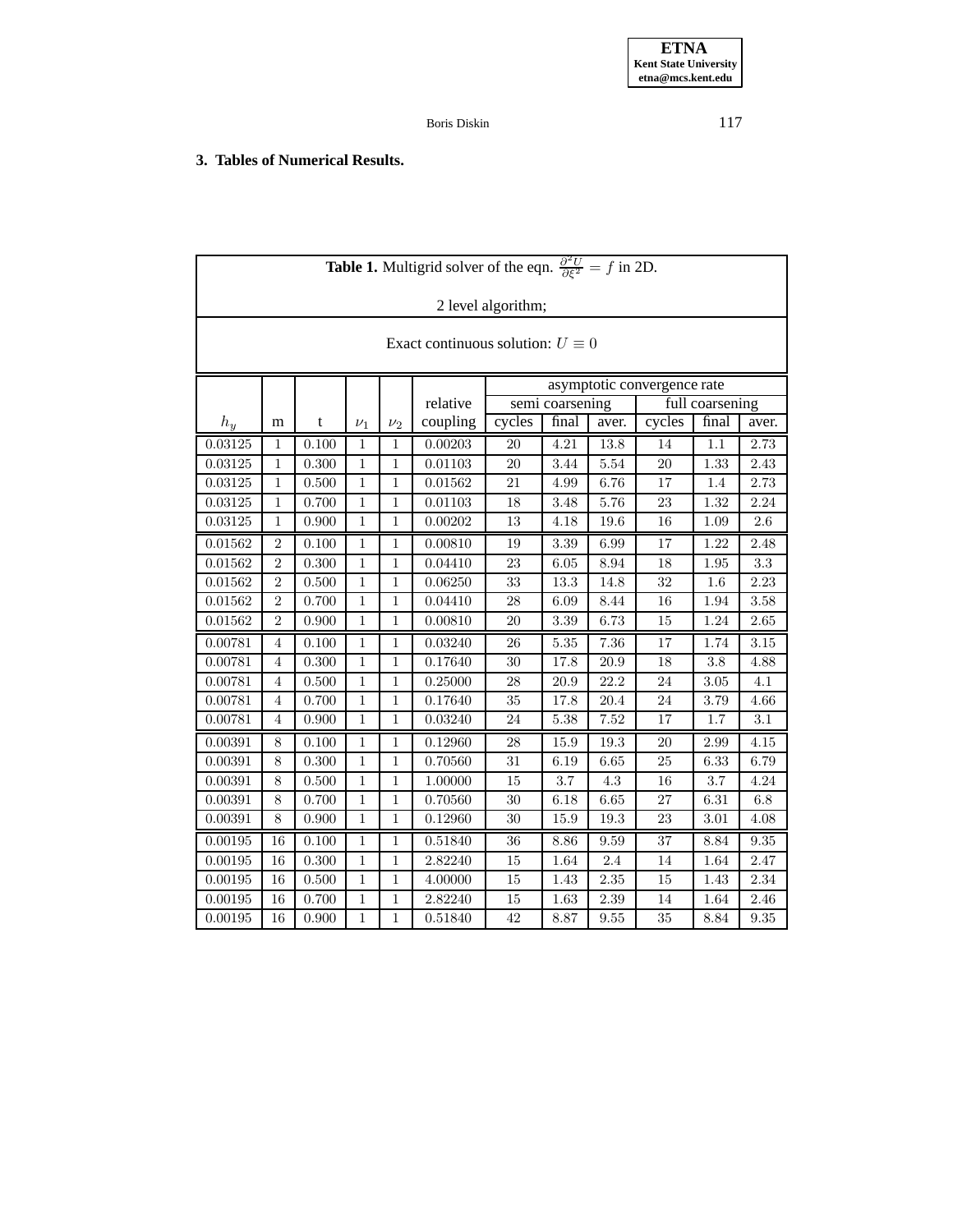### 3. Tables of Numerical Results.

**Table 1.** Multigrid solver of the eqn. $\frac{\partial^2 U}{\partial \xi^2} = f$ in 2D.

2 level algorithm;

Exact continuous solution: $U \equiv 0$

| | | | | | relative | asymptotic convergence rate | | | | | |
|---|---|---|---|---|---|---|---|---|---|---|---|
| | | | | | | semi coarsening | | | full coarsening | | |
| $h_y$ | m | t | $\nu_1$ | $\nu_2$ | coupling | cycles | final | aver. | cycles | final | aver. |
| 0.03125 | 1 | 0.100 | 1 | 1 | 0.00203 | 20 | 4.21 | 13.8 | 14 | 1.1 | 2.73 |
| 0.03125 | 1 | 0.300 | 1 | 1 | 0.01103 | 20 | 3.44 | 5.54 | 20 | 1.33 | 2.43 |
| 0.03125 | 1 | 0.500 | 1 | 1 | 0.01562 | 21 | 4.99 | 6.76 | 17 | 1.4 | 2.73 |
| 0.03125 | 1 | 0.700 | 1 | 1 | 0.01103 | 18 | 3.48 | 5.76 | 23 | 1.32 | 2.24 |
| 0.03125 | 1 | 0.900 | 1 | 1 | 0.00202 | 13 | 4.18 | 19.6 | 16 | 1.09 | 2.6 |
| 0.01562 | 2 | 0.100 | 1 | 1 | 0.00810 | 19 | 3.39 | 6.99 | 17 | 1.22 | 2.48 |
| 0.01562 | 2 | 0.300 | 1 | 1 | 0.04410 | 23 | 6.05 | 8.94 | 18 | 1.95 | 3.3 |
| 0.01562 | 2 | 0.500 | 1 | 1 | 0.06250 | 33 | 13.3 | 14.8 | 32 | 1.6 | 2.23 |
| 0.01562 | 2 | 0.700 | 1 | 1 | 0.04410 | 28 | 6.09 | 8.44 | 16 | 1.94 | 3.58 |
| 0.01562 | 2 | 0.900 | 1 | 1 | 0.00810 | 20 | 3.39 | 6.73 | 15 | 1.24 | 2.65 |
| 0.00781 | 4 | 0.100 | 1 | 1 | 0.03240 | 26 | 5.35 | 7.36 | 17 | 1.74 | 3.15 |
| 0.00781 | 4 | 0.300 | 1 | 1 | 0.17640 | 30 | 17.8 | 20.9 | 18 | 3.8 | 4.88 |
| 0.00781 | 4 | 0.500 | 1 | 1 | 0.25000 | 28 | 20.9 | 22.2 | 24 | 3.05 | 4.1 |
| 0.00781 | 4 | 0.700 | 1 | 1 | 0.17640 | 35 | 17.8 | 20.4 | 24 | 3.79 | 4.66 |
| 0.00781 | 4 | 0.900 | 1 | 1 | 0.03240 | 24 | 5.38 | 7.52 | 17 | 1.7 | 3.1 |
| 0.00391 | 8 | 0.100 | 1 | 1 | 0.12960 | 28 | 15.9 | 19.3 | 20 | 2.99 | 4.15 |
| 0.00391 | 8 | 0.300 | 1 | 1 | 0.70560 | 31 | 6.19 | 6.65 | 25 | 6.33 | 6.79 |
| 0.00391 | 8 | 0.500 | 1 | 1 | 1.00000 | 15 | 3.7 | 4.3 | 16 | 3.7 | 4.24 |
| 0.00391 | 8 | 0.700 | 1 | 1 | 0.70560 | 30 | 6.18 | 6.65 | 27 | 6.31 | 6.8 |
| 0.00391 | 8 | 0.900 | 1 | 1 | 0.12960 | 30 | 15.9 | 19.3 | 23 | 3.01 | 4.08 |
| 0.00195 | 16 | 0.100 | 1 | 1 | 0.51840 | 36 | 8.86 | 9.59 | 37 | 8.84 | 9.35 |
| 0.00195 | 16 | 0.300 | 1 | 1 | 2.82240 | 15 | 1.64 | 2.4 | 14 | 1.64 | 2.47 |
| 0.00195 | 16 | 0.500 | 1 | 1 | 4.00000 | 15 | 1.43 | 2.35 | 15 | 1.43 | 2.34 |
| 0.00195 | 16 | 0.700 | 1 | 1 | 2.82240 | 15 | 1.63 | 2.39 | 14 | 1.64 | 2.46 |
| 0.00195 | 16 | 0.900 | 1 | 1 | 0.51840 | 42 | 8.87 | 9.55 | 35 | 8.84 | 9.35 |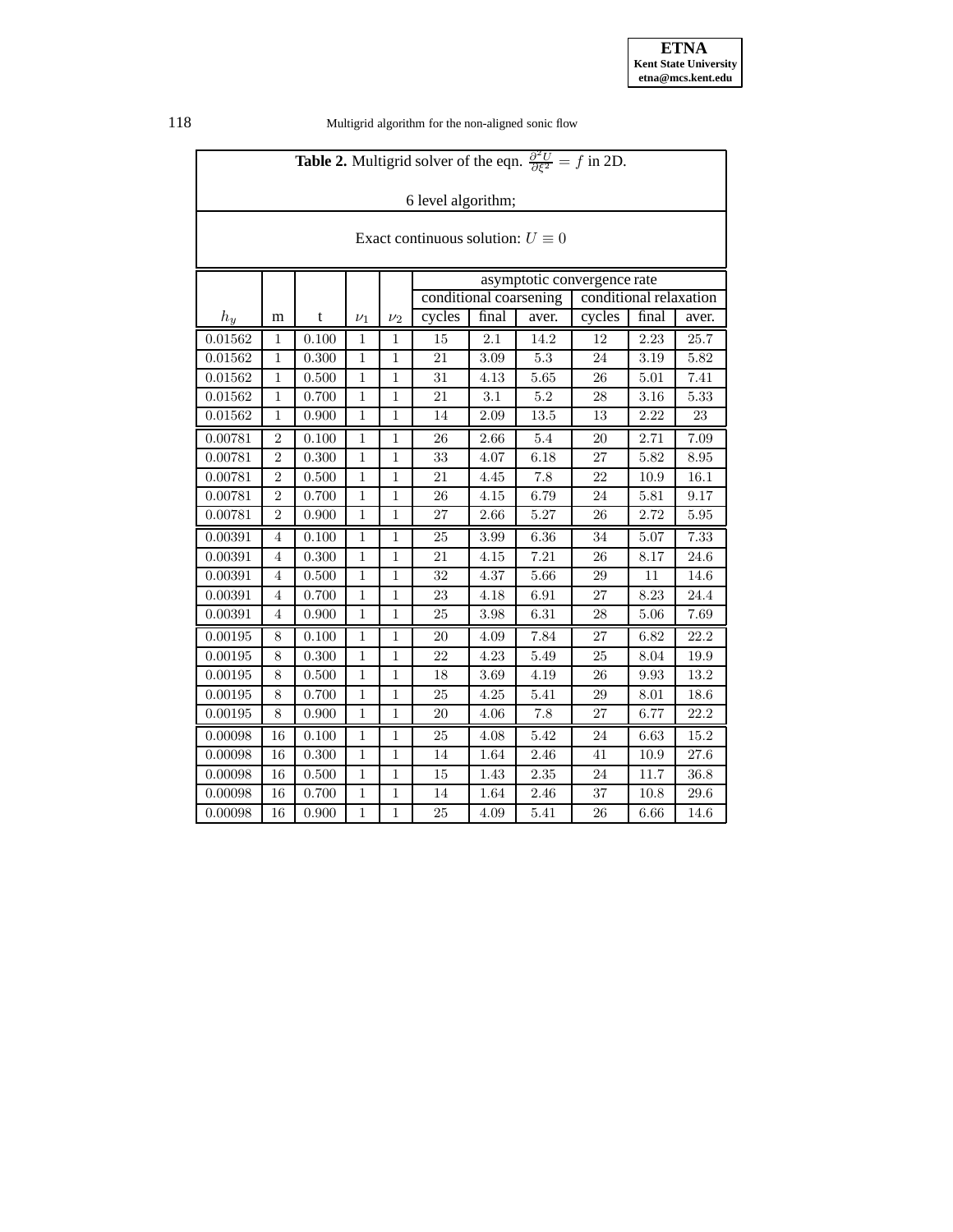**Table 2.** Multigrid solver of the eqn. $\frac{\partial^2 U}{\partial \xi^2} = f$ in 2D.

6 level algorithm;

Exact continuous solution: $U \equiv 0$

| | | | | | asymptotic convergence rate | | | | | |
|---|---|---|---|---|---|---|---|---|---|---|
| | | | | | conditional coarsening | | | conditional relaxation | | |
| $h_y$ | m | t | $\nu_1$ | $\nu_2$ | cycles | final | aver. | cycles | final | aver. |
| 0.01562 | 1 | 0.100 | 1 | 1 | 15 | 2.1 | 14.2 | 12 | 2.23 | 25.7 |
| 0.01562 | 1 | 0.300 | 1 | 1 | 21 | 3.09 | 5.3 | 24 | 3.19 | 5.82 |
| 0.01562 | 1 | 0.500 | 1 | 1 | 31 | 4.13 | 5.65 | 26 | 5.01 | 7.41 |
| 0.01562 | 1 | 0.700 | 1 | 1 | 21 | 3.1 | 5.2 | 28 | 3.16 | 5.33 |
| 0.01562 | 1 | 0.900 | 1 | 1 | 14 | 2.09 | 13.5 | 13 | 2.22 | 23 |
| 0.00781 | 2 | 0.100 | 1 | 1 | 26 | 2.66 | 5.4 | 20 | 2.71 | 7.09 |
| 0.00781 | 2 | 0.300 | 1 | 1 | 33 | 4.07 | 6.18 | 27 | 5.82 | 8.95 |
| 0.00781 | 2 | 0.500 | 1 | 1 | 21 | 4.45 | 7.8 | 22 | 10.9 | 16.1 |
| 0.00781 | 2 | 0.700 | 1 | 1 | 26 | 4.15 | 6.79 | 24 | 5.81 | 9.17 |
| 0.00781 | 2 | 0.900 | 1 | 1 | 27 | 2.66 | 5.27 | 26 | 2.72 | 5.95 |
| 0.00391 | 4 | 0.100 | 1 | 1 | 25 | 3.99 | 6.36 | 34 | 5.07 | 7.33 |
| 0.00391 | 4 | 0.300 | 1 | 1 | 21 | 4.15 | 7.21 | 26 | 8.17 | 24.6 |
| 0.00391 | 4 | 0.500 | 1 | 1 | 32 | 4.37 | 5.66 | 29 | 11 | 14.6 |
| 0.00391 | 4 | 0.700 | 1 | 1 | 23 | 4.18 | 6.91 | 27 | 8.23 | 24.4 |
| 0.00391 | 4 | 0.900 | 1 | 1 | 25 | 3.98 | 6.31 | 28 | 5.06 | 7.69 |
| 0.00195 | 8 | 0.100 | 1 | 1 | 20 | 4.09 | 7.84 | 27 | 6.82 | 22.2 |
| 0.00195 | 8 | 0.300 | 1 | 1 | 22 | 4.23 | 5.49 | 25 | 8.04 | 19.9 |
| 0.00195 | 8 | 0.500 | 1 | 1 | 18 | 3.69 | 4.19 | 26 | 9.93 | 13.2 |
| 0.00195 | 8 | 0.700 | 1 | 1 | 25 | 4.25 | 5.41 | 29 | 8.01 | 18.6 |
| 0.00195 | 8 | 0.900 | 1 | 1 | 20 | 4.06 | 7.8 | 27 | 6.77 | 22.2 |
| 0.00098 | 16 | 0.100 | 1 | 1 | 25 | 4.08 | 5.42 | 24 | 6.63 | 15.2 |
| 0.00098 | 16 | 0.300 | 1 | 1 | 14 | 1.64 | 2.46 | 41 | 10.9 | 27.6 |
| 0.00098 | 16 | 0.500 | 1 | 1 | 15 | 1.43 | 2.35 | 24 | 11.7 | 36.8 |
| 0.00098 | 16 | 0.700 | 1 | 1 | 14 | 1.64 | 2.46 | 37 | 10.8 | 29.6 |
| 0.00098 | 16 | 0.900 | 1 | 1 | 25 | 4.09 | 5.41 | 26 | 6.66 | 14.6 |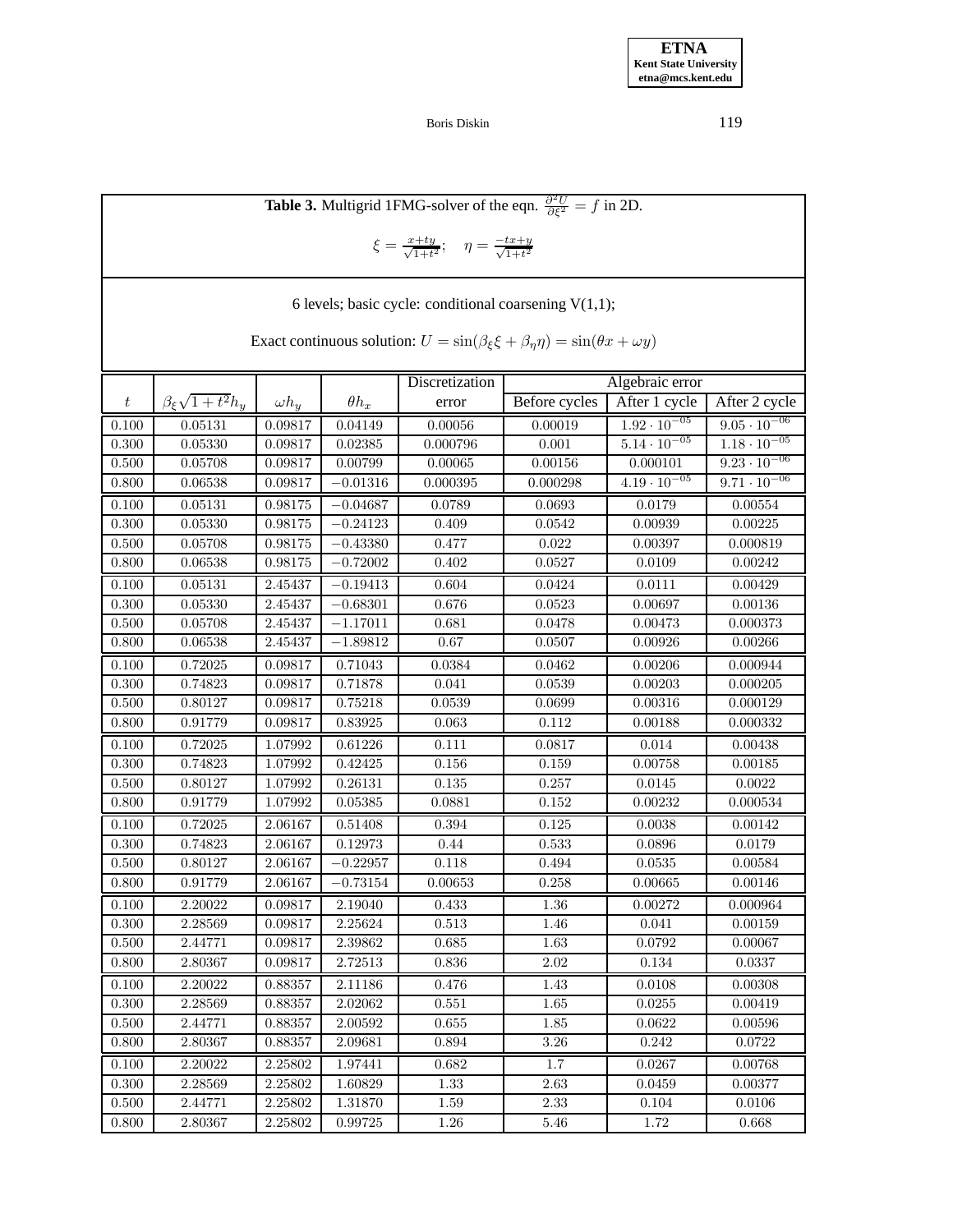**Table 3.** Multigrid 1FMG-solver of the eqn. $\frac{\partial^2 U}{\partial \xi^2} = f$ in 2D.

$$\xi = \frac{x+ty}{\sqrt{1+t^2}}; \quad \eta = \frac{-tx+y}{\sqrt{1+t^2}}$$

6 levels; basic cycle: conditional coarsening V(1,1);

Exact continuous solution: $U = \sin(\beta_\xi \xi + \beta_\eta \eta) = \sin(\theta x + \omega y)$

| $t$ | $\beta_\xi \sqrt{1+t^2} h_y$ | $\omega h_y$ | $\theta h_x$ | Discretization error | Algebraic error | | |
|---|---|---|---|---|---|---|---|
| | | | | | Before cycles | After 1 cycle | After 2 cycle |
| 0.100 | 0.05131 | 0.09817 | 0.04149 | 0.00056 | 0.00019 | $1.92 \cdot 10^{-05}$ | $9.05 \cdot 10^{-06}$ |
| 0.300 | 0.05330 | 0.09817 | 0.02385 | 0.000796 | 0.001 | $5.14 \cdot 10^{-05}$ | $1.18 \cdot 10^{-05}$ |
| 0.500 | 0.05708 | 0.09817 | 0.00799 | 0.00065 | 0.00156 | 0.000101 | $9.23 \cdot 10^{-06}$ |
| 0.800 | 0.06538 | 0.09817 | $-0.01316$ | 0.000395 | 0.000298 | $4.19 \cdot 10^{-05}$ | $9.71 \cdot 10^{-06}$ |
| 0.100 | 0.05131 | 0.98175 | $-0.04687$ | 0.0789 | 0.0693 | 0.0179 | 0.00554 |
| 0.300 | 0.05330 | 0.98175 | $-0.24123$ | 0.409 | 0.0542 | 0.00939 | 0.00225 |
| 0.500 | 0.05708 | 0.98175 | $-0.43380$ | 0.477 | 0.022 | 0.00397 | 0.000819 |
| 0.800 | 0.06538 | 0.98175 | $-0.72002$ | 0.402 | 0.0527 | 0.0109 | 0.00242 |
| 0.100 | 0.05131 | 2.45437 | $-0.19413$ | 0.604 | 0.0424 | 0.0111 | 0.00429 |
| 0.300 | 0.05330 | 2.45437 | $-0.68301$ | 0.676 | 0.0523 | 0.00697 | 0.00136 |
| 0.500 | 0.05708 | 2.45437 | $-1.17011$ | 0.681 | 0.0478 | 0.00473 | 0.000373 |
| 0.800 | 0.06538 | 2.45437 | $-1.89812$ | 0.67 | 0.0507 | 0.00926 | 0.00266 |
| 0.100 | 0.72025 | 0.09817 | 0.71043 | 0.0384 | 0.0462 | 0.00206 | 0.000944 |
| 0.300 | 0.74823 | 0.09817 | 0.71878 | 0.041 | 0.0539 | 0.00203 | 0.000205 |
| 0.500 | 0.80127 | 0.09817 | 0.75218 | 0.0539 | 0.0699 | 0.00316 | 0.000129 |
| 0.800 | 0.91779 | 0.09817 | 0.83925 | 0.063 | 0.112 | 0.00188 | 0.000332 |
| 0.100 | 0.72025 | 1.07992 | 0.61226 | 0.111 | 0.0817 | 0.014 | 0.00438 |
| 0.300 | 0.74823 | 1.07992 | 0.42425 | 0.156 | 0.159 | 0.00758 | 0.00185 |
| 0.500 | 0.80127 | 1.07992 | 0.26131 | 0.135 | 0.257 | 0.0145 | 0.0022 |
| 0.800 | 0.91779 | 1.07992 | 0.05385 | 0.0881 | 0.152 | 0.00232 | 0.000534 |
| 0.100 | 0.72025 | 2.06167 | 0.51408 | 0.394 | 0.125 | 0.0038 | 0.00142 |
| 0.300 | 0.74823 | 2.06167 | 0.12973 | 0.44 | 0.533 | 0.0896 | 0.0179 |
| 0.500 | 0.80127 | 2.06167 | $-0.22957$ | 0.118 | 0.494 | 0.0535 | 0.00584 |
| 0.800 | 0.91779 | 2.06167 | $-0.73154$ | 0.00653 | 0.258 | 0.00665 | 0.00146 |
| 0.100 | 2.20022 | 0.09817 | 2.19040 | 0.433 | 1.36 | 0.00272 | 0.000964 |
| 0.300 | 2.28569 | 0.09817 | 2.25624 | 0.513 | 1.46 | 0.041 | 0.00159 |
| 0.500 | 2.44771 | 0.09817 | 2.39862 | 0.685 | 1.63 | 0.0792 | 0.00067 |
| 0.800 | 2.80367 | 0.09817 | 2.72513 | 0.836 | 2.02 | 0.134 | 0.0337 |
| 0.100 | 2.20022 | 0.88357 | 2.11186 | 0.476 | 1.43 | 0.0108 | 0.00308 |
| 0.300 | 2.28569 | 0.88357 | 2.02062 | 0.551 | 1.65 | 0.0255 | 0.00419 |
| 0.500 | 2.44771 | 0.88357 | 2.00592 | 0.655 | 1.85 | 0.0622 | 0.00596 |
| 0.800 | 2.80367 | 0.88357 | 2.09681 | 0.894 | 3.26 | 0.242 | 0.0722 |
| 0.100 | 2.20022 | 2.25802 | 1.97441 | 0.682 | 1.7 | 0.0267 | 0.00768 |
| 0.300 | 2.28569 | 2.25802 | 1.60829 | 1.33 | 2.63 | 0.0459 | 0.00377 |
| 0.500 | 2.44771 | 2.25802 | 1.31870 | 1.59 | 2.33 | 0.104 | 0.0106 |
| 0.800 | 2.80367 | 2.25802 | 0.99725 | 1.26 | 5.46 | 1.72 | 0.668 |